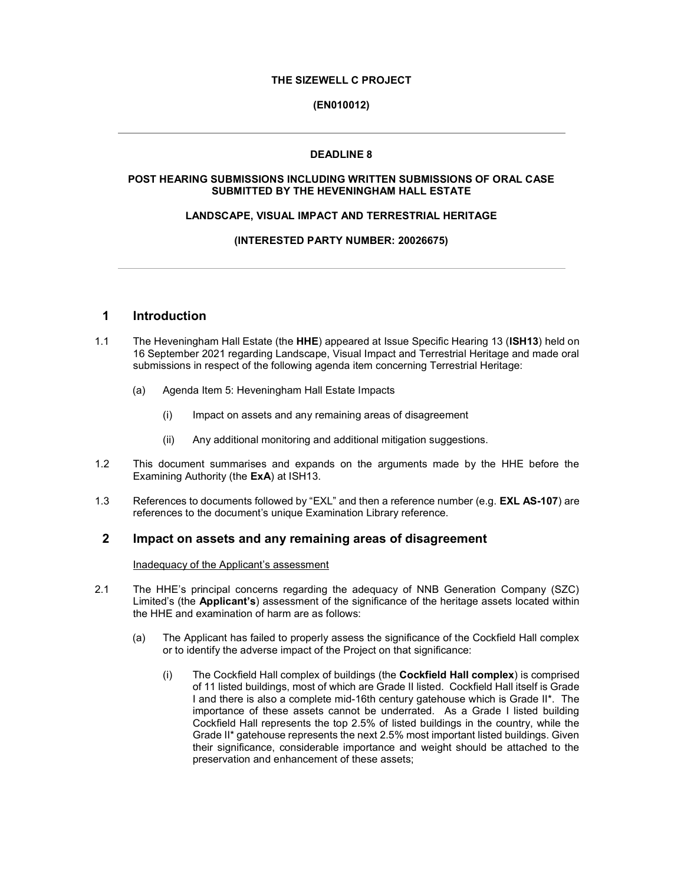**THE SIZEWELL C PROJECT**

**(EN010012)**

---

**DEADLINE 8**

**POST HEARING SUBMISSIONS INCLUDING WRITTEN SUBMISSIONS OF ORAL CASE SUBMITTED BY THE HEVENINGHAM HALL ESTATE**

**LANDSCAPE, VISUAL IMPACT AND TERRESTRIAL HERITAGE**

**(INTERESTED PARTY NUMBER: 20026675)**

---

## 1 Introduction

1.1 The Heveningham Hall Estate (the **HHE**) appeared at Issue Specific Hearing 13 (**ISH13**) held on 16 September 2021 regarding Landscape, Visual Impact and Terrestrial Heritage and made oral submissions in respect of the following agenda item concerning Terrestrial Heritage:

(a) Agenda Item 5: Heveningham Hall Estate Impacts

(i) Impact on assets and any remaining areas of disagreement

(ii) Any additional monitoring and additional mitigation suggestions.

1.2 This document summarises and expands on the arguments made by the HHE before the Examining Authority (the **ExA**) at ISH13.

1.3 References to documents followed by "EXL" and then a reference number (e.g. **EXL AS-107**) are references to the document's unique Examination Library reference.

## 2 Impact on assets and any remaining areas of disagreement

Inadequacy of the Applicant's assessment

2.1 The HHE's principal concerns regarding the adequacy of NNB Generation Company (SZC) Limited's (the **Applicant's**) assessment of the significance of the heritage assets located within the HHE and examination of harm are as follows:

(a) The Applicant has failed to properly assess the significance of the Cockfield Hall complex or to identify the adverse impact of the Project on that significance:

(i) The Cockfield Hall complex of buildings (the **Cockfield Hall complex**) is comprised of 11 listed buildings, most of which are Grade II listed. Cockfield Hall itself is Grade I and there is also a complete mid-16th century gatehouse which is Grade II*. The importance of these assets cannot be underrated. As a Grade I listed building Cockfield Hall represents the top 2.5% of listed buildings in the country, while the Grade II* gatehouse represents the next 2.5% most important listed buildings. Given their significance, considerable importance and weight should be attached to the preservation and enhancement of these assets;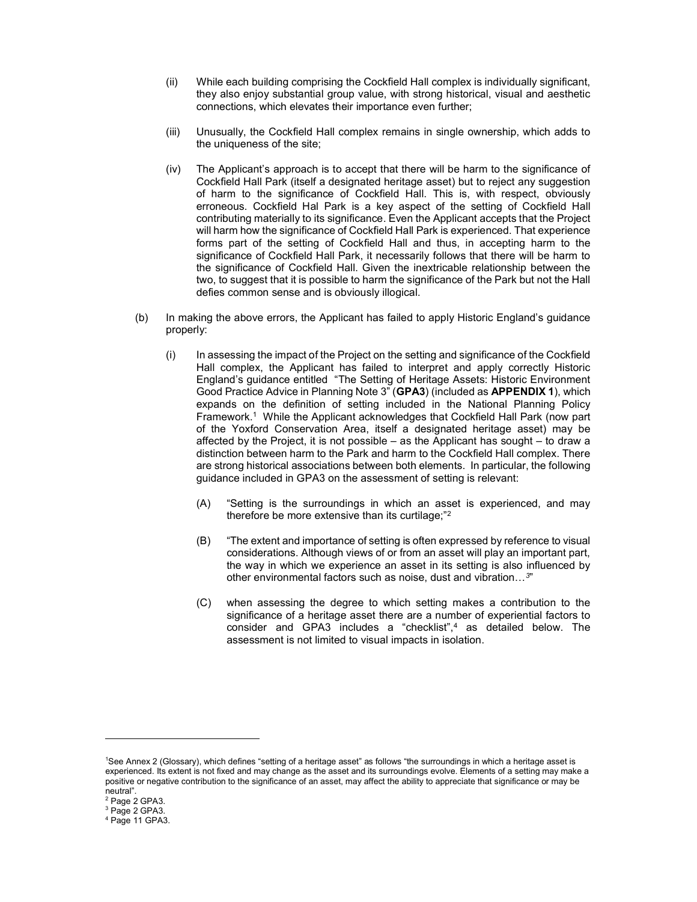(ii) While each building comprising the Cockfield Hall complex is individually significant, they also enjoy substantial group value, with strong historical, visual and aesthetic connections, which elevates their importance even further;

(iii) Unusually, the Cockfield Hall complex remains in single ownership, which adds to the uniqueness of the site;

(iv) The Applicant's approach is to accept that there will be harm to the significance of Cockfield Hall Park (itself a designated heritage asset) but to reject any suggestion of harm to the significance of Cockfield Hall. This is, with respect, obviously erroneous. Cockfield Hal Park is a key aspect of the setting of Cockfield Hall contributing materially to its significance. Even the Applicant accepts that the Project will harm how the significance of Cockfield Hall Park is experienced. That experience forms part of the setting of Cockfield Hall and thus, in accepting harm to the significance of Cockfield Hall Park, it necessarily follows that there will be harm to the significance of Cockfield Hall. Given the inextricable relationship between the two, to suggest that it is possible to harm the significance of the Park but not the Hall defies common sense and is obviously illogical.

(b) In making the above errors, the Applicant has failed to apply Historic England's guidance properly:

(i) In assessing the impact of the Project on the setting and significance of the Cockfield Hall complex, the Applicant has failed to interpret and apply correctly Historic England's guidance entitled "The Setting of Heritage Assets: Historic Environment Good Practice Advice in Planning Note 3" (**GPA3**) (included as **APPENDIX 1**), which expands on the definition of setting included in the National Planning Policy Framework.[1] While the Applicant acknowledges that Cockfield Hall Park (now part of the Yoxford Conservation Area, itself a designated heritage asset) may be affected by the Project, it is not possible – as the Applicant has sought – to draw a distinction between harm to the Park and harm to the Cockfield Hall complex. There are strong historical associations between both elements. In particular, the following guidance included in GPA3 on the assessment of setting is relevant:

(A) "Setting is the surroundings in which an asset is experienced, and may therefore be more extensive than its curtilage;"[2]

(B) "The extent and importance of setting is often expressed by reference to visual considerations. Although views of or from an asset will play an important part, the way in which we experience an asset in its setting is also influenced by other environmental factors such as noise, dust and vibration…[3]"

(C) when assessing the degree to which setting makes a contribution to the significance of a heritage asset there are a number of experiential factors to consider and GPA3 includes a "checklist",[4] as detailed below. The assessment is not limited to visual impacts in isolation.

---

[1] See Annex 2 (Glossary), which defines "setting of a heritage asset" as follows "the surroundings in which a heritage asset is experienced. Its extent is not fixed and may change as the asset and its surroundings evolve. Elements of a setting may make a positive or negative contribution to the significance of an asset, may affect the ability to appreciate that significance or may be neutral".

[2] Page 2 GPA3.

[3] Page 2 GPA3.

[4] Page 11 GPA3.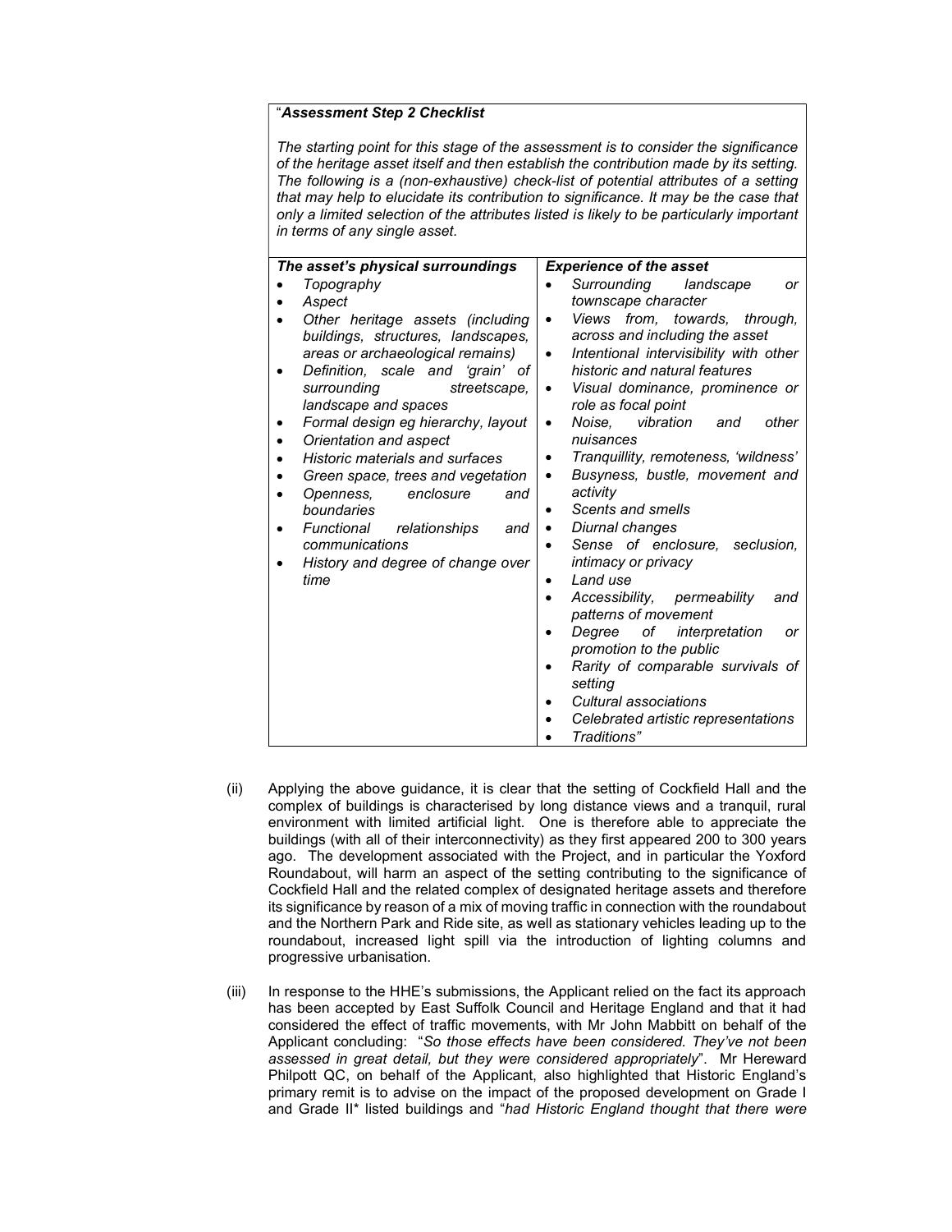"***Assessment Step 2 Checklist***

*The starting point for this stage of the assessment is to consider the significance of the heritage asset itself and then establish the contribution made by its setting. The following is a (non-exhaustive) check-list of potential attributes of a setting that may help to elucidate its contribution to significance. It may be the case that only a limited selection of the attributes listed is likely to be particularly important in terms of any single asset.*

| ***The asset's physical surroundings*** | ***Experience of the asset*** |
| --- | --- |
| • *Topography*<br>• *Aspect*<br>• *Other heritage assets (including buildings, structures, landscapes, areas or archaeological remains)*<br>• *Definition, scale and 'grain' of surrounding streetscape, landscape and spaces*<br>• *Formal design eg hierarchy, layout*<br>• *Orientation and aspect*<br>• *Historic materials and surfaces*<br>• *Green space, trees and vegetation*<br>• *Openness, enclosure and boundaries*<br>• *Functional relationships and communications*<br>• *History and degree of change over time* | • *Surrounding landscape or townscape character*<br>• *Views from, towards, through, across and including the asset*<br>• *Intentional intervisibility with other historic and natural features*<br>• *Visual dominance, prominence or role as focal point*<br>• *Noise, vibration and other nuisances*<br>• *Tranquillity, remoteness, 'wildness'*<br>• *Busyness, bustle, movement and activity*<br>• *Scents and smells*<br>• *Diurnal changes*<br>• *Sense of enclosure, seclusion, intimacy or privacy*<br>• *Land use*<br>• *Accessibility, permeability and patterns of movement*<br>• *Degree of interpretation or promotion to the public*<br>• *Rarity of comparable survivals of setting*<br>• *Cultural associations*<br>• *Celebrated artistic representations*<br>• *Traditions"* |

(ii) Applying the above guidance, it is clear that the setting of Cockfield Hall and the complex of buildings is characterised by long distance views and a tranquil, rural environment with limited artificial light. One is therefore able to appreciate the buildings (with all of their interconnectivity) as they first appeared 200 to 300 years ago. The development associated with the Project, and in particular the Yoxford Roundabout, will harm an aspect of the setting contributing to the significance of Cockfield Hall and the related complex of designated heritage assets and therefore its significance by reason of a mix of moving traffic in connection with the roundabout and the Northern Park and Ride site, as well as stationary vehicles leading up to the roundabout, increased light spill via the introduction of lighting columns and progressive urbanisation.

(iii) In response to the HHE's submissions, the Applicant relied on the fact its approach has been accepted by East Suffolk Council and Heritage England and that it had considered the effect of traffic movements, with Mr John Mabbitt on behalf of the Applicant concluding: "*So those effects have been considered. They've not been assessed in great detail, but they were considered appropriately*". Mr Hereward Philpott QC, on behalf of the Applicant, also highlighted that Historic England's primary remit is to advise on the impact of the proposed development on Grade I and Grade II* listed buildings and "*had Historic England thought that there were*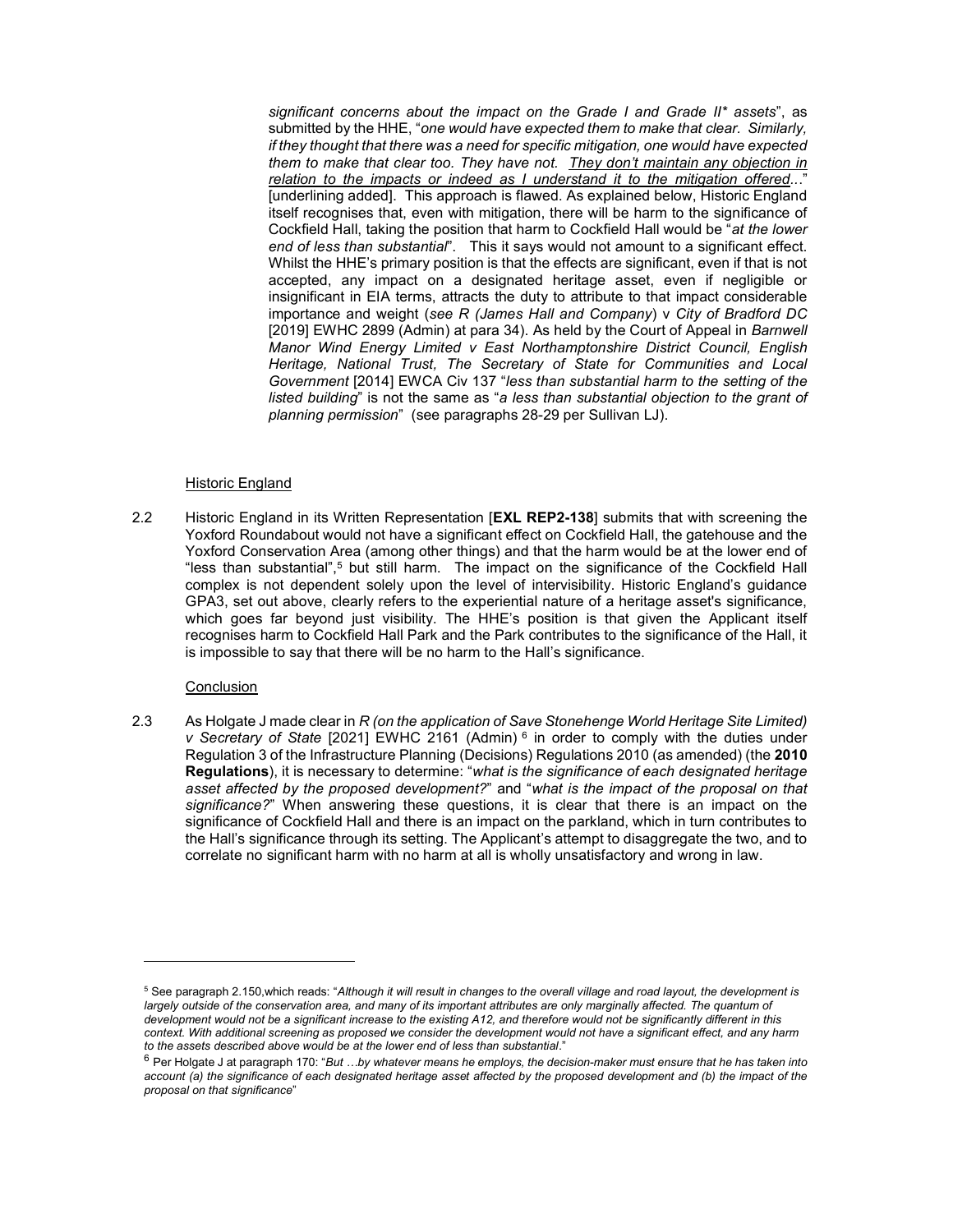*significant concerns about the impact on the Grade I and Grade II\* assets*", as submitted by the HHE, "*one would have expected them to make that clear. Similarly, if they thought that there was a need for specific mitigation, one would have expected them to make that clear too. They have not. <u>They don't maintain any objection in relation to the impacts or indeed as I understand it to the mitigation offered</u>*..." [underlining added]. This approach is flawed. As explained below, Historic England itself recognises that, even with mitigation, there will be harm to the significance of Cockfield Hall, taking the position that harm to Cockfield Hall would be "*at the lower end of less than substantial*". This it says would not amount to a significant effect. Whilst the HHE's primary position is that the effects are significant, even if that is not accepted, any impact on a designated heritage asset, even if negligible or insignificant in EIA terms, attracts the duty to attribute to that impact considerable importance and weight (*see R (James Hall and Company*) v *City of Bradford DC* [2019] EWHC 2899 (Admin) at para 34). As held by the Court of Appeal in *Barnwell Manor Wind Energy Limited v East Northamptonshire District Council, English Heritage, National Trust, The Secretary of State for Communities and Local Government* [2014] EWCA Civ 137 "*less than substantial harm to the setting of the listed building*" is not the same as "*a less than substantial objection to the grant of planning permission*" (see paragraphs 28-29 per Sullivan LJ).

<u>Historic England</u>

2.2 Historic England in its Written Representation [**EXL REP2-138**] submits that with screening the Yoxford Roundabout would not have a significant effect on Cockfield Hall, the gatehouse and the Yoxford Conservation Area (among other things) and that the harm would be at the lower end of "less than substantial",[5] but still harm. The impact on the significance of the Cockfield Hall complex is not dependent solely upon the level of intervisibility. Historic England's guidance GPA3, set out above, clearly refers to the experiential nature of a heritage asset's significance, which goes far beyond just visibility. The HHE's position is that given the Applicant itself recognises harm to Cockfield Hall Park and the Park contributes to the significance of the Hall, it is impossible to say that there will be no harm to the Hall's significance.

<u>Conclusion</u>

2.3 As Holgate J made clear in *R (on the application of Save Stonehenge World Heritage Site Limited) v Secretary of State* [2021] EWHC 2161 (Admin) [6] in order to comply with the duties under Regulation 3 of the Infrastructure Planning (Decisions) Regulations 2010 (as amended) (the **2010 Regulations**), it is necessary to determine: "*what is the significance of each designated heritage asset affected by the proposed development?*" and "*what is the impact of the proposal on that significance?*" When answering these questions, it is clear that there is an impact on the significance of Cockfield Hall and there is an impact on the parkland, which in turn contributes to the Hall's significance through its setting. The Applicant's attempt to disaggregate the two, and to correlate no significant harm with no harm at all is wholly unsatisfactory and wrong in law.

---

[5] See paragraph 2.150,which reads: "*Although it will result in changes to the overall village and road layout, the development is largely outside of the conservation area, and many of its important attributes are only marginally affected. The quantum of development would not be a significant increase to the existing A12, and therefore would not be significantly different in this context. With additional screening as proposed we consider the development would not have a significant effect, and any harm to the assets described above would be at the lower end of less than substantial*."

[6] Per Holgate J at paragraph 170: "*But …by whatever means he employs, the decision-maker must ensure that he has taken into account (a) the significance of each designated heritage asset affected by the proposed development and (b) the impact of the proposal on that significance*"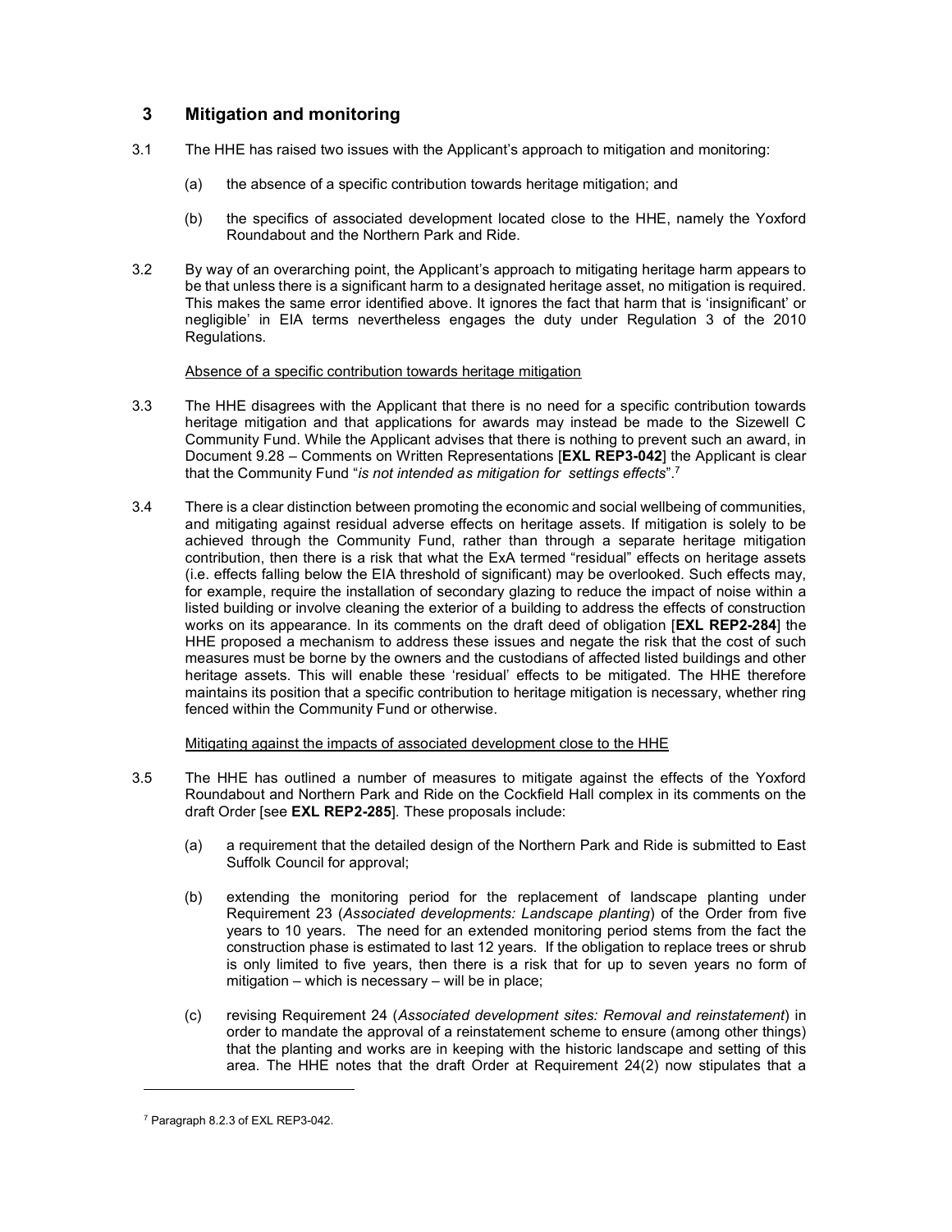## 3 Mitigation and monitoring

3.1 The HHE has raised two issues with the Applicant's approach to mitigation and monitoring:

(a) the absence of a specific contribution towards heritage mitigation; and

(b) the specifics of associated development located close to the HHE, namely the Yoxford Roundabout and the Northern Park and Ride.

3.2 By way of an overarching point, the Applicant's approach to mitigating heritage harm appears to be that unless there is a significant harm to a designated heritage asset, no mitigation is required. This makes the same error identified above. It ignores the fact that harm that is 'insignificant' or negligible' in EIA terms nevertheless engages the duty under Regulation 3 of the 2010 Regulations.

<u>Absence of a specific contribution towards heritage mitigation</u>

3.3 The HHE disagrees with the Applicant that there is no need for a specific contribution towards heritage mitigation and that applications for awards may instead be made to the Sizewell C Community Fund. While the Applicant advises that there is nothing to prevent such an award, in Document 9.28 – Comments on Written Representations [**EXL REP3-042**] the Applicant is clear that the Community Fund "*is not intended as mitigation for settings effects*".[7]

3.4 There is a clear distinction between promoting the economic and social wellbeing of communities, and mitigating against residual adverse effects on heritage assets. If mitigation is solely to be achieved through the Community Fund, rather than through a separate heritage mitigation contribution, then there is a risk that what the ExA termed "residual" effects on heritage assets (i.e. effects falling below the EIA threshold of significant) may be overlooked. Such effects may, for example, require the installation of secondary glazing to reduce the impact of noise within a listed building or involve cleaning the exterior of a building to address the effects of construction works on its appearance. In its comments on the draft deed of obligation [**EXL REP2-284**] the HHE proposed a mechanism to address these issues and negate the risk that the cost of such measures must be borne by the owners and the custodians of affected listed buildings and other heritage assets. This will enable these 'residual' effects to be mitigated. The HHE therefore maintains its position that a specific contribution to heritage mitigation is necessary, whether ring fenced within the Community Fund or otherwise.

<u>Mitigating against the impacts of associated development close to the HHE</u>

3.5 The HHE has outlined a number of measures to mitigate against the effects of the Yoxford Roundabout and Northern Park and Ride on the Cockfield Hall complex in its comments on the draft Order [see **EXL REP2-285**]. These proposals include:

(a) a requirement that the detailed design of the Northern Park and Ride is submitted to East Suffolk Council for approval;

(b) extending the monitoring period for the replacement of landscape planting under Requirement 23 (*Associated developments: Landscape planting*) of the Order from five years to 10 years. The need for an extended monitoring period stems from the fact the construction phase is estimated to last 12 years. If the obligation to replace trees or shrub is only limited to five years, then there is a risk that for up to seven years no form of mitigation – which is necessary – will be in place;

(c) revising Requirement 24 (*Associated development sites: Removal and reinstatement*) in order to mandate the approval of a reinstatement scheme to ensure (among other things) that the planting and works are in keeping with the historic landscape and setting of this area. The HHE notes that the draft Order at Requirement 24(2) now stipulates that a

---

[7] Paragraph 8.2.3 of EXL REP3-042.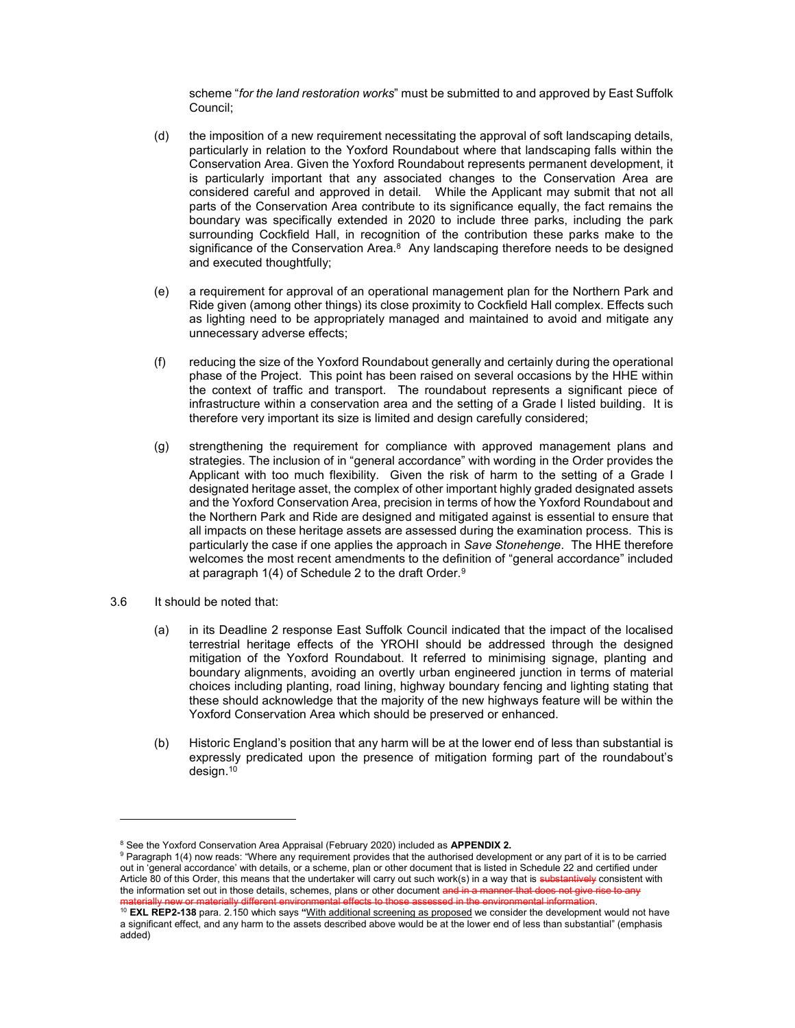scheme "*for the land restoration works*" must be submitted to and approved by East Suffolk Council;

(d) the imposition of a new requirement necessitating the approval of soft landscaping details, particularly in relation to the Yoxford Roundabout where that landscaping falls within the Conservation Area. Given the Yoxford Roundabout represents permanent development, it is particularly important that any associated changes to the Conservation Area are considered careful and approved in detail. While the Applicant may submit that not all parts of the Conservation Area contribute to its significance equally, the fact remains the boundary was specifically extended in 2020 to include three parks, including the park surrounding Cockfield Hall, in recognition of the contribution these parks make to the significance of the Conservation Area.[8] Any landscaping therefore needs to be designed and executed thoughtfully;

(e) a requirement for approval of an operational management plan for the Northern Park and Ride given (among other things) its close proximity to Cockfield Hall complex. Effects such as lighting need to be appropriately managed and maintained to avoid and mitigate any unnecessary adverse effects;

(f) reducing the size of the Yoxford Roundabout generally and certainly during the operational phase of the Project. This point has been raised on several occasions by the HHE within the context of traffic and transport. The roundabout represents a significant piece of infrastructure within a conservation area and the setting of a Grade I listed building. It is therefore very important its size is limited and design carefully considered;

(g) strengthening the requirement for compliance with approved management plans and strategies. The inclusion of in "general accordance" with wording in the Order provides the Applicant with too much flexibility. Given the risk of harm to the setting of a Grade I designated heritage asset, the complex of other important highly graded designated assets and the Yoxford Conservation Area, precision in terms of how the Yoxford Roundabout and the Northern Park and Ride are designed and mitigated against is essential to ensure that all impacts on these heritage assets are assessed during the examination process. This is particularly the case if one applies the approach in *Save Stonehenge*. The HHE therefore welcomes the most recent amendments to the definition of "general accordance" included at paragraph 1(4) of Schedule 2 to the draft Order.[9]

3.6 It should be noted that:

(a) in its Deadline 2 response East Suffolk Council indicated that the impact of the localised terrestrial heritage effects of the YROHI should be addressed through the designed mitigation of the Yoxford Roundabout. It referred to minimising signage, planting and boundary alignments, avoiding an overtly urban engineered junction in terms of material choices including planting, road lining, highway boundary fencing and lighting stating that these should acknowledge that the majority of the new highways feature will be within the Yoxford Conservation Area which should be preserved or enhanced.

(b) Historic England's position that any harm will be at the lower end of less than substantial is expressly predicated upon the presence of mitigation forming part of the roundabout's design.[10]

---

[8] See the Yoxford Conservation Area Appraisal (February 2020) included as **APPENDIX 2.**

[9] Paragraph 1(4) now reads: "Where any requirement provides that the authorised development or any part of it is to be carried out in 'general accordance' with details, or a scheme, plan or other document that is listed in Schedule 22 and certified under Article 80 of this Order, this means that the undertaker will carry out such work(s) in a way that is ~~substantively~~ consistent with the information set out in those details, schemes, plans or other document ~~and in a manner that does not give rise to any materially new or materially different environmental effects to those assessed in the environmental information~~.

[10] **EXL REP2-138** para. 2.150 which says **"**<u>With additional screening as proposed</u> we consider the development would not have a significant effect, and any harm to the assets described above would be at the lower end of less than substantial" (emphasis added)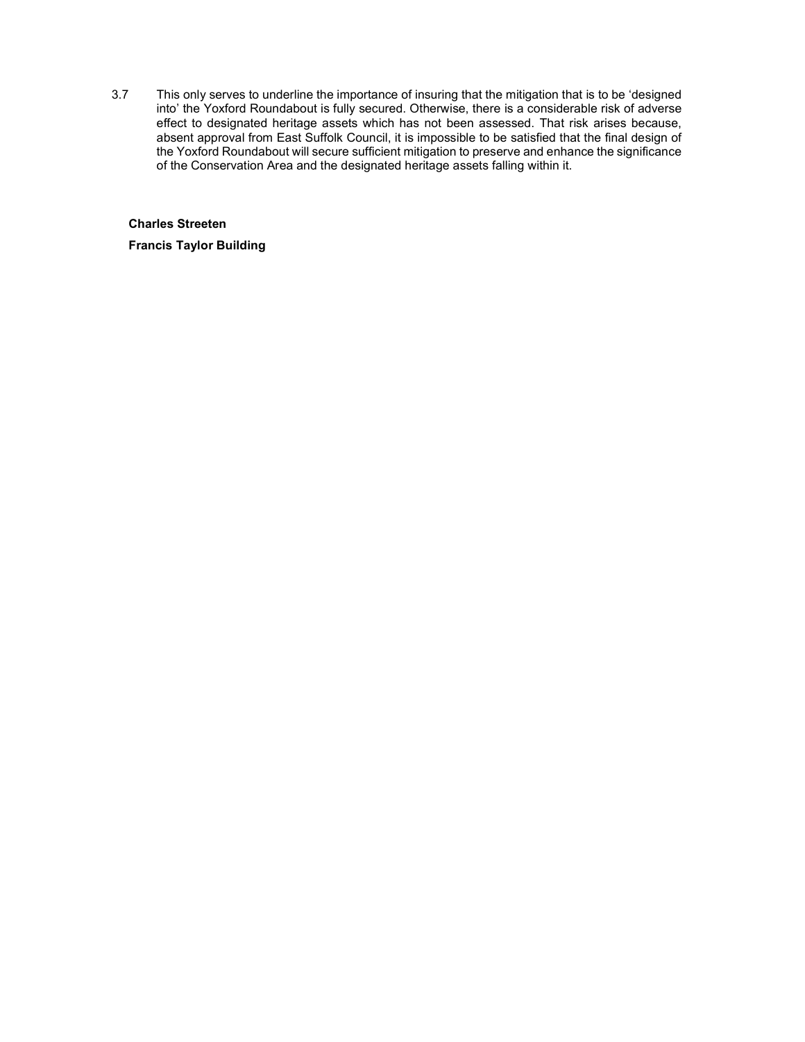3.7 This only serves to underline the importance of insuring that the mitigation that is to be 'designed into' the Yoxford Roundabout is fully secured. Otherwise, there is a considerable risk of adverse effect to designated heritage assets which has not been assessed. That risk arises because, absent approval from East Suffolk Council, it is impossible to be satisfied that the final design of the Yoxford Roundabout will secure sufficient mitigation to preserve and enhance the significance of the Conservation Area and the designated heritage assets falling within it.

**Charles Streeten**

**Francis Taylor Building**